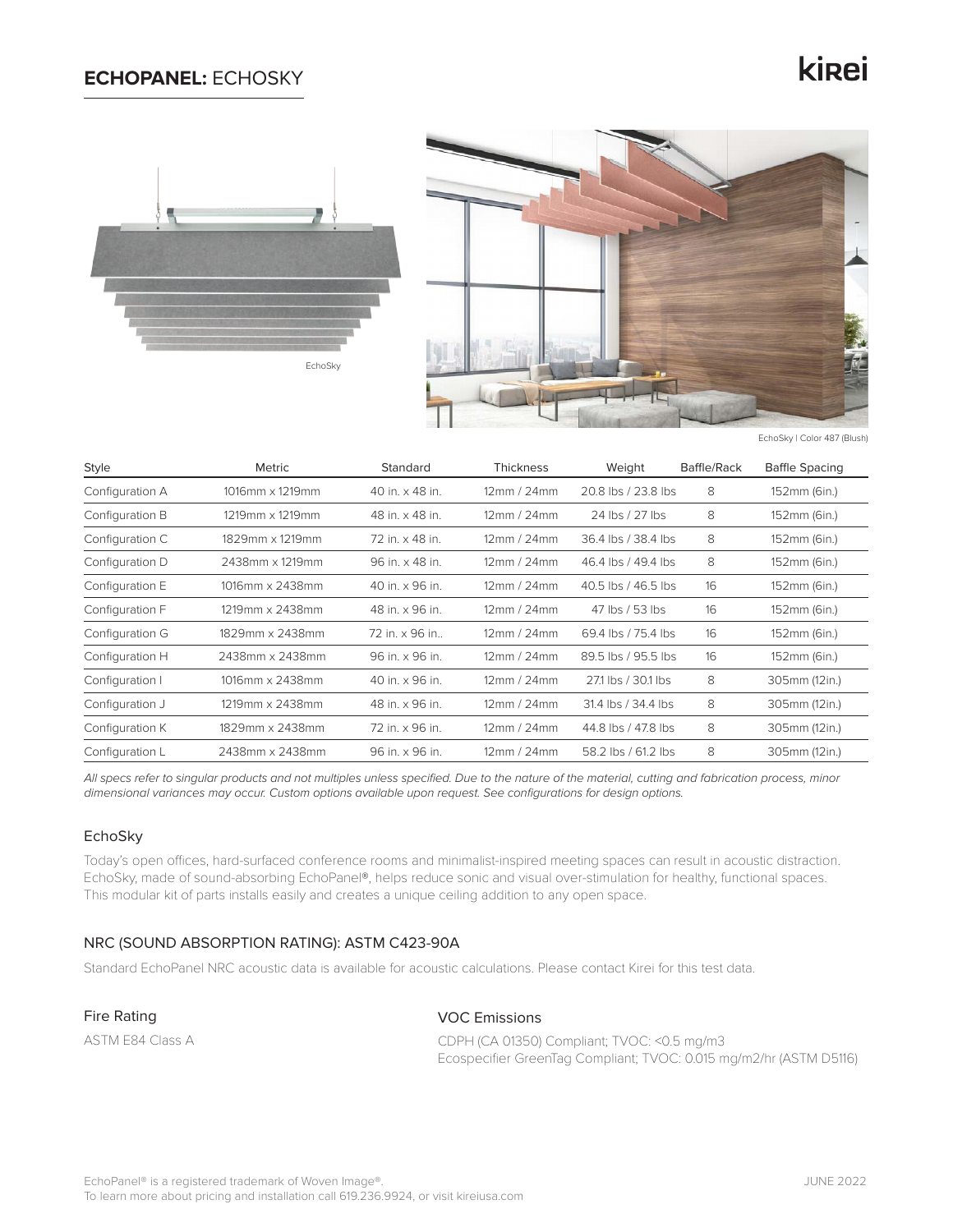# **ECHOPANEL:** ECHOSKY

kirei

EchoSky

EchoSky | Color 487 (Blush)

| Style | Metric | Standard | Thickness | Weight | Baffle/Rack | Baffle Spacing |
|---|---|---|---|---|---|---|
| Configuration A | 1016mm x 1219mm | 40 in. x 48 in. | 12mm / 24mm | 20.8 lbs / 23.8 lbs | 8 | 152mm (6in.) |
| Configuration B | 1219mm x 1219mm | 48 in. x 48 in. | 12mm / 24mm | 24 lbs / 27 lbs | 8 | 152mm (6in.) |
| Configuration C | 1829mm x 1219mm | 72 in. x 48 in. | 12mm / 24mm | 36.4 lbs / 38.4 lbs | 8 | 152mm (6in.) |
| Configuration D | 2438mm x 1219mm | 96 in. x 48 in. | 12mm / 24mm | 46.4 lbs / 49.4 lbs | 8 | 152mm (6in.) |
| Configuration E | 1016mm x 2438mm | 40 in. x 96 in. | 12mm / 24mm | 40.5 lbs / 46.5 lbs | 16 | 152mm (6in.) |
| Configuration F | 1219mm x 2438mm | 48 in. x 96 in. | 12mm / 24mm | 47 lbs / 53 lbs | 16 | 152mm (6in.) |
| Configuration G | 1829mm x 2438mm | 72 in. x 96 in.. | 12mm / 24mm | 69.4 lbs / 75.4 lbs | 16 | 152mm (6in.) |
| Configuration H | 2438mm x 2438mm | 96 in. x 96 in. | 12mm / 24mm | 89.5 lbs / 95.5 lbs | 16 | 152mm (6in.) |
| Configuration I | 1016mm x 2438mm | 40 in. x 96 in. | 12mm / 24mm | 27.1 lbs / 30.1 lbs | 8 | 305mm (12in.) |
| Configuration J | 1219mm x 2438mm | 48 in. x 96 in. | 12mm / 24mm | 31.4 lbs / 34.4 lbs | 8 | 305mm (12in.) |
| Configuration K | 1829mm x 2438mm | 72 in. x 96 in. | 12mm / 24mm | 44.8 lbs / 47.8 lbs | 8 | 305mm (12in.) |
| Configuration L | 2438mm x 2438mm | 96 in. x 96 in. | 12mm / 24mm | 58.2 lbs / 61.2 lbs | 8 | 305mm (12in.) |

*All specs refer to singular products and not multiples unless specified. Due to the nature of the material, cutting and fabrication process, minor dimensional variances may occur. Custom options available upon request. See configurations for design options.*

## EchoSky

Today's open offices, hard-surfaced conference rooms and minimalist-inspired meeting spaces can result in acoustic distraction. EchoSky, made of sound-absorbing EchoPanel®, helps reduce sonic and visual over-stimulation for healthy, functional spaces. This modular kit of parts installs easily and creates a unique ceiling addition to any open space.

## NRC (SOUND ABSORPTION RATING): ASTM C423-90A

Standard EchoPanel NRC acoustic data is available for acoustic calculations. Please contact Kirei for this test data.

## Fire Rating

ASTM E84 Class A

## VOC Emissions

CDPH (CA 01350) Compliant; TVOC: <0.5 mg/m3
Ecospecifier GreenTag Compliant; TVOC: 0.015 mg/m2/hr (ASTM D5116)

EchoPanel® is a registered trademark of Woven Image®.
To learn more about pricing and installation call 619.236.9924, or visit kireiusa.com

JUNE 2022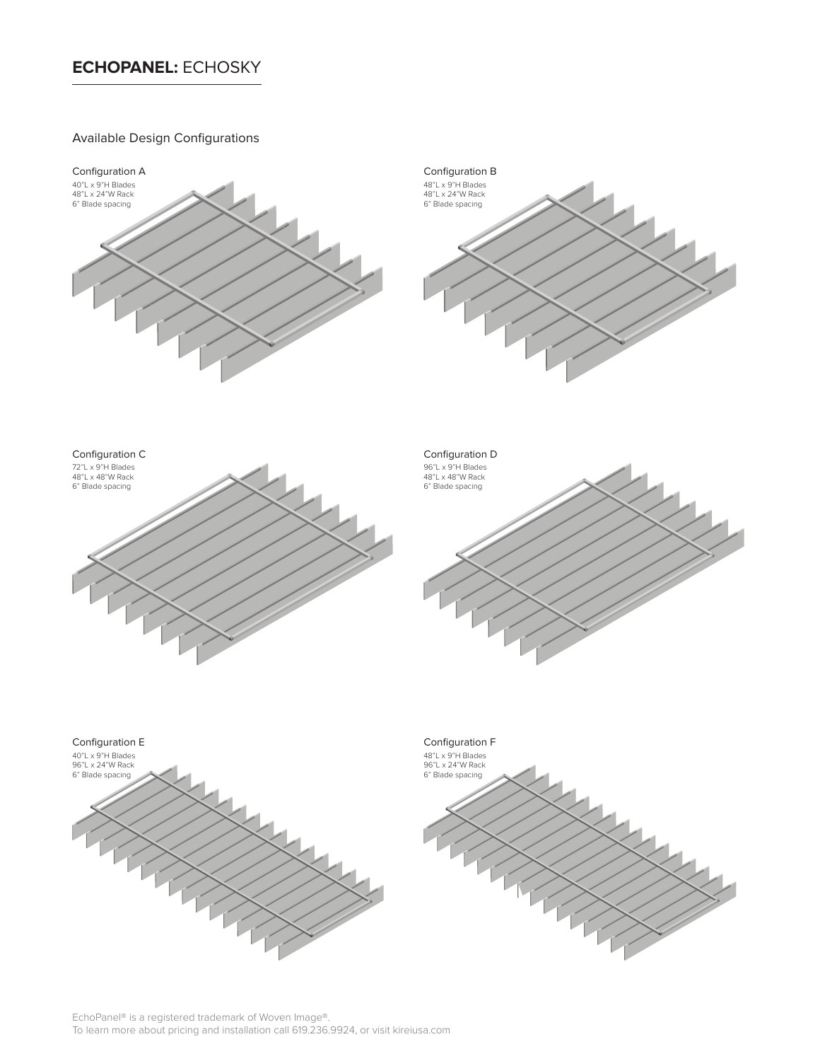# **ECHOPANEL:** ECHOSKY

## Available Design Configurations

### Configuration A

40"L x 9"H Blades
48"L x 24"W Rack
6" Blade spacing

### Configuration B

48"L x 9"H Blades
48"L x 24"W Rack
6" Blade spacing

### Configuration C

72"L x 9"H Blades
48"L x 48"W Rack
6" Blade spacing

### Configuration D

96"L x 9"H Blades
48"L x 48"W Rack
6" Blade spacing

### Configuration E

40"L x 9"H Blades
96"L x 24"W Rack
6" Blade spacing

### Configuration F

48"L x 9"H Blades
96"L x 24"W Rack
6" Blade spacing

EchoPanel® is a registered trademark of Woven Image®.
To learn more about pricing and installation call 619.236.9924, or visit kireiusa.com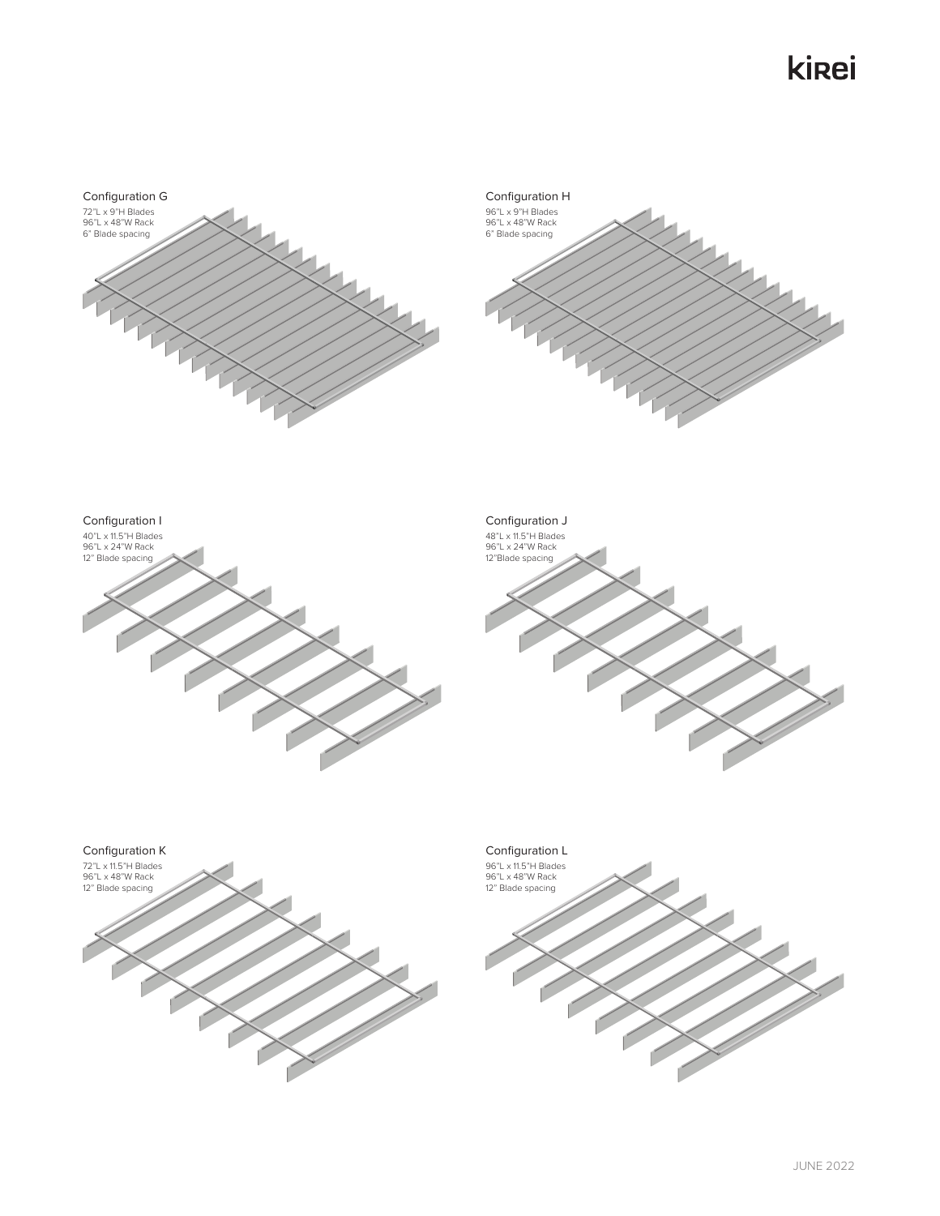## Configuration G

72"L x 9"H Blades
96"L x 48"W Rack
6" Blade spacing

## Configuration H

96"L x 9"H Blades
96"L x 48"W Rack
6" Blade spacing

## Configuration I

40"L x 11.5"H Blades
96"L x 24"W Rack
12" Blade spacing

## Configuration J

48"L x 11.5"H Blades
96"L x 24"W Rack
12"Blade spacing

## Configuration K

72"L x 11.5"H Blades
96"L x 48"W Rack
12" Blade spacing

## Configuration L

96"L x 11.5"H Blades
96"L x 48"W Rack
12" Blade spacing

JUNE 2022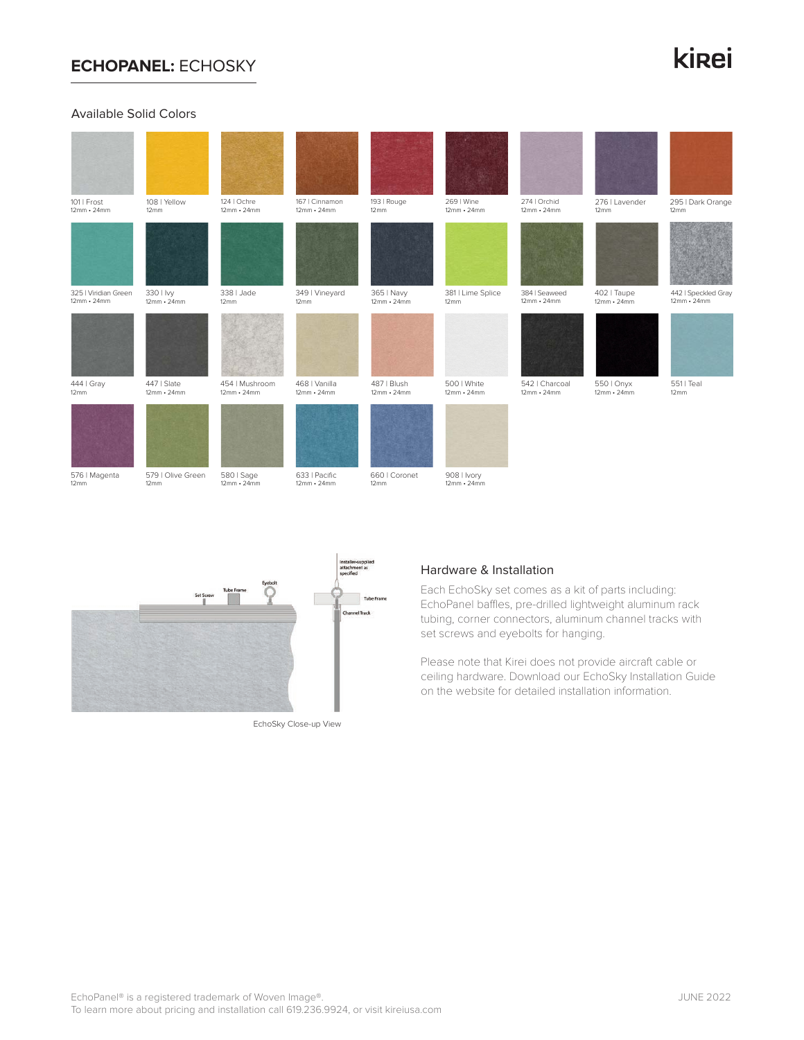## ECHOPANEL: ECHOSKY

### Available Solid Colors

| | | | | | | | | |
|---|---|---|---|---|---|---|---|---|
| 101 \| Frost<br>12mm • 24mm | 108 \| Yellow<br>12mm | 124 \| Ochre<br>12mm • 24mm | 167 \| Cinnamon<br>12mm • 24mm | 193 \| Rouge<br>12mm | 269 \| Wine<br>12mm • 24mm | 274 \| Orchid<br>12mm • 24mm | 276 \| Lavender<br>12mm | 295 \| Dark Orange<br>12mm |
| 325 \| Viridian Green<br>12mm • 24mm | 330 \| Ivy<br>12mm • 24mm | 338 \| Jade<br>12mm | 349 \| Vineyard<br>12mm | 365 \| Navy<br>12mm • 24mm | 381 \| Lime Splice<br>12mm | 384 \| Seaweed<br>12mm • 24mm | 402 \| Taupe<br>12mm • 24mm | 442 \| Speckled Gray<br>12mm • 24mm |
| 444 \| Gray<br>12mm | 447 \| Slate<br>12mm • 24mm | 454 \| Mushroom<br>12mm • 24mm | 468 \| Vanilla<br>12mm • 24mm | 487 \| Blush<br>12mm • 24mm | 500 \| White<br>12mm • 24mm | 542 \| Charcoal<br>12mm • 24mm | 550 \| Onyx<br>12mm • 24mm | 551 \| Teal<br>12mm |
| 576 \| Magenta<br>12mm | 579 \| Olive Green<br>12mm | 580 \| Sage<br>12mm • 24mm | 633 \| Pacific<br>12mm • 24mm | 660 \| Coronet<br>12mm | 908 \| Ivory<br>12mm • 24mm | | | |

Set Screw
Tube Frame
Eyebolt
Installer-supplied attachment as specified
Tube Frame
Channel Track

EchoSky Close-up View

### Hardware & Installation

Each EchoSky set comes as a kit of parts including: EchoPanel baffles, pre-drilled lightweight aluminum rack tubing, corner connectors, aluminum channel tracks with set screws and eyebolts for hanging.

Please note that Kirei does not provide aircraft cable or ceiling hardware. Download our EchoSky Installation Guide on the website for detailed installation information.

EchoPanel® is a registered trademark of Woven Image®.
To learn more about pricing and installation call 619.236.9924, or visit kireiusa.com

JUNE 2022